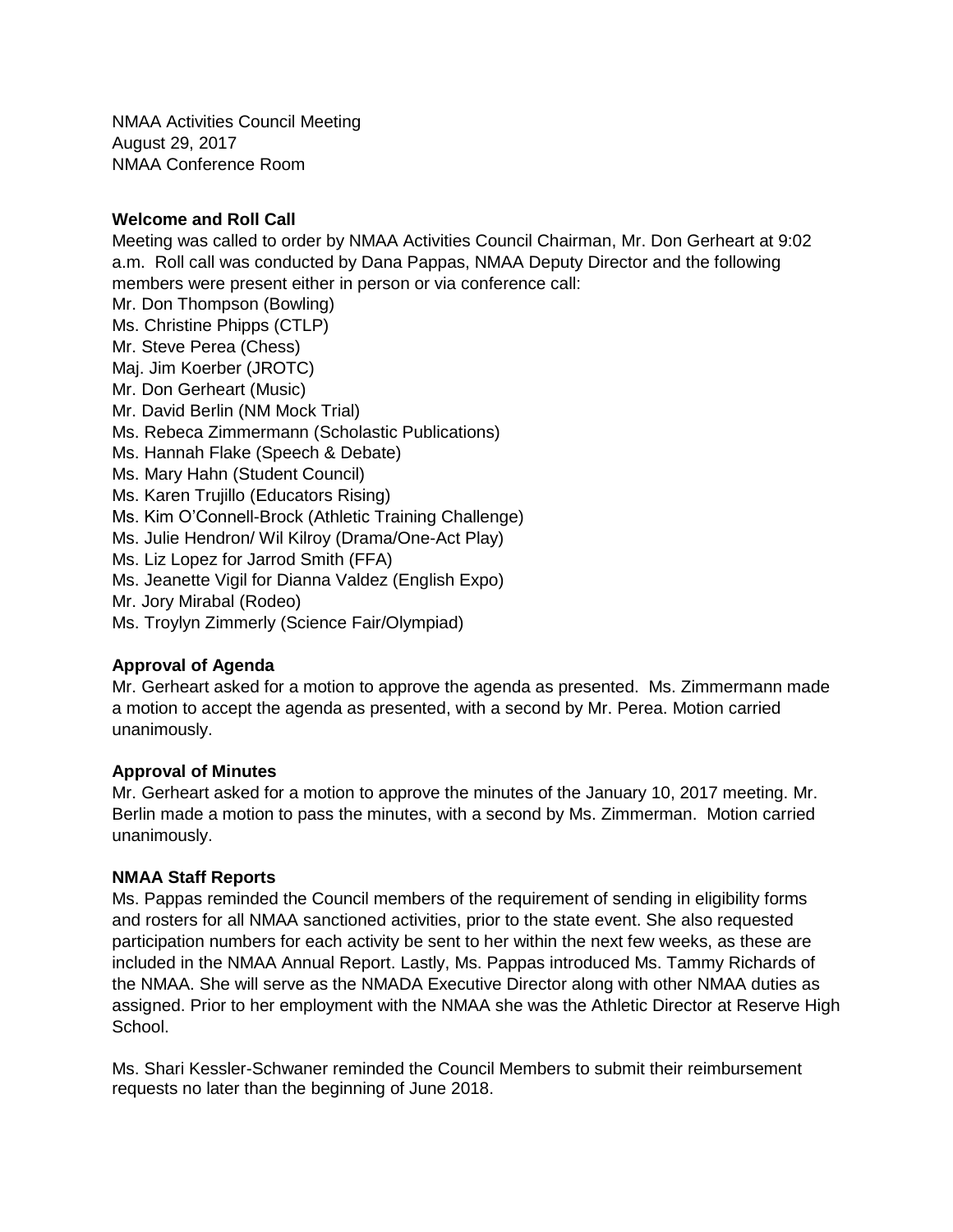NMAA Activities Council Meeting
August 29, 2017
NMAA Conference Room

**Welcome and Roll Call**

Meeting was called to order by NMAA Activities Council Chairman, Mr. Don Gerheart at 9:02 a.m. Roll call was conducted by Dana Pappas, NMAA Deputy Director and the following members were present either in person or via conference call:

Mr. Don Thompson (Bowling)
Ms. Christine Phipps (CTLP)
Mr. Steve Perea (Chess)
Maj. Jim Koerber (JROTC)
Mr. Don Gerheart (Music)
Mr. David Berlin (NM Mock Trial)
Ms. Rebeca Zimmermann (Scholastic Publications)
Ms. Hannah Flake (Speech & Debate)
Ms. Mary Hahn (Student Council)
Ms. Karen Trujillo (Educators Rising)
Ms. Kim O'Connell-Brock (Athletic Training Challenge)
Ms. Julie Hendron/ Wil Kilroy (Drama/One-Act Play)
Ms. Liz Lopez for Jarrod Smith (FFA)
Ms. Jeanette Vigil for Dianna Valdez (English Expo)
Mr. Jory Mirabal (Rodeo)
Ms. Troylyn Zimmerly (Science Fair/Olympiad)

**Approval of Agenda**

Mr. Gerheart asked for a motion to approve the agenda as presented. Ms. Zimmermann made a motion to accept the agenda as presented, with a second by Mr. Perea. Motion carried unanimously.

**Approval of Minutes**

Mr. Gerheart asked for a motion to approve the minutes of the January 10, 2017 meeting. Mr. Berlin made a motion to pass the minutes, with a second by Ms. Zimmerman. Motion carried unanimously.

**NMAA Staff Reports**

Ms. Pappas reminded the Council members of the requirement of sending in eligibility forms and rosters for all NMAA sanctioned activities, prior to the state event. She also requested participation numbers for each activity be sent to her within the next few weeks, as these are included in the NMAA Annual Report. Lastly, Ms. Pappas introduced Ms. Tammy Richards of the NMAA. She will serve as the NMADA Executive Director along with other NMAA duties as assigned. Prior to her employment with the NMAA she was the Athletic Director at Reserve High School.

Ms. Shari Kessler-Schwaner reminded the Council Members to submit their reimbursement requests no later than the beginning of June 2018.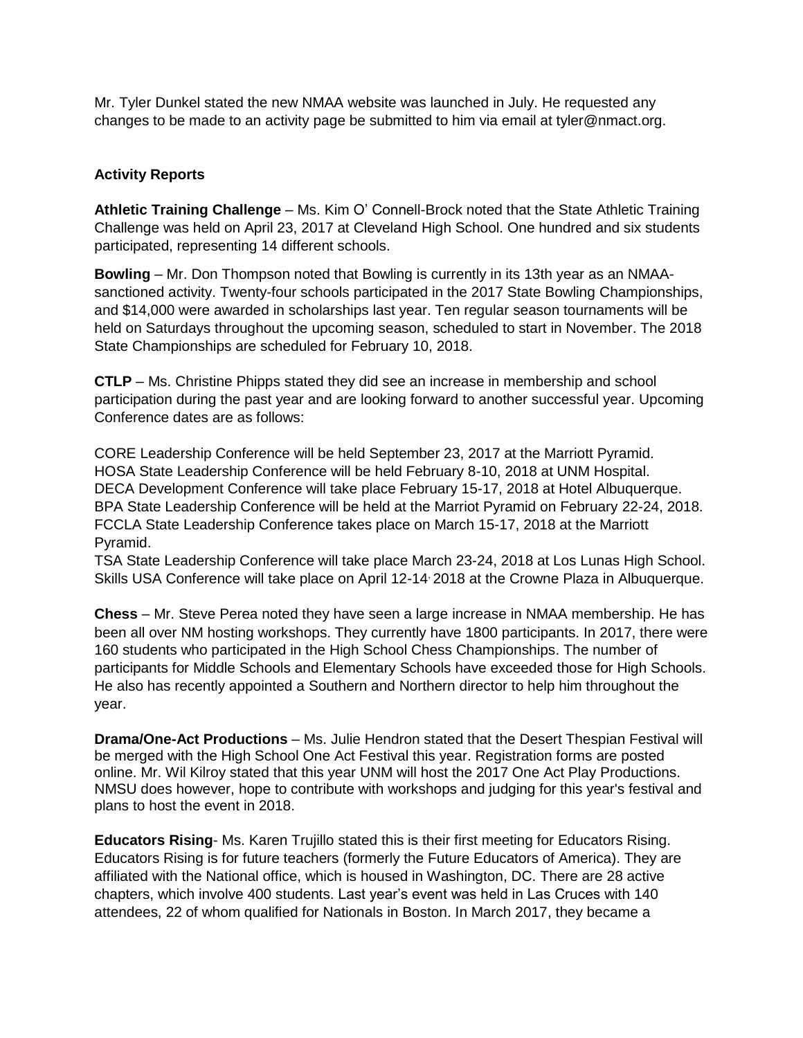Mr. Tyler Dunkel stated the new NMAA website was launched in July. He requested any changes to be made to an activity page be submitted to him via email at tyler@nmact.org.

**Activity Reports**

**Athletic Training Challenge** – Ms. Kim O' Connell-Brock noted that the State Athletic Training Challenge was held on April 23, 2017 at Cleveland High School. One hundred and six students participated, representing 14 different schools.

**Bowling** – Mr. Don Thompson noted that Bowling is currently in its 13th year as an NMAA-sanctioned activity. Twenty-four schools participated in the 2017 State Bowling Championships, and $14,000 were awarded in scholarships last year. Ten regular season tournaments will be held on Saturdays throughout the upcoming season, scheduled to start in November. The 2018 State Championships are scheduled for February 10, 2018.

**CTLP** – Ms. Christine Phipps stated they did see an increase in membership and school participation during the past year and are looking forward to another successful year. Upcoming Conference dates are as follows:

CORE Leadership Conference will be held September 23, 2017 at the Marriott Pyramid.
HOSA State Leadership Conference will be held February 8-10, 2018 at UNM Hospital.
DECA Development Conference will take place February 15-17, 2018 at Hotel Albuquerque.
BPA State Leadership Conference will be held at the Marriot Pyramid on February 22-24, 2018.
FCCLA State Leadership Conference takes place on March 15-17, 2018 at the Marriott Pyramid.
TSA State Leadership Conference will take place March 23-24, 2018 at Los Lunas High School.
Skills USA Conference will take place on April 12-14, 2018 at the Crowne Plaza in Albuquerque.

**Chess** – Mr. Steve Perea noted they have seen a large increase in NMAA membership. He has been all over NM hosting workshops. They currently have 1800 participants. In 2017, there were 160 students who participated in the High School Chess Championships. The number of participants for Middle Schools and Elementary Schools have exceeded those for High Schools. He also has recently appointed a Southern and Northern director to help him throughout the year.

**Drama/One-Act Productions** – Ms. Julie Hendron stated that the Desert Thespian Festival will be merged with the High School One Act Festival this year. Registration forms are posted online. Mr. Wil Kilroy stated that this year UNM will host the 2017 One Act Play Productions. NMSU does however, hope to contribute with workshops and judging for this year's festival and plans to host the event in 2018.

**Educators Rising**- Ms. Karen Trujillo stated this is their first meeting for Educators Rising. Educators Rising is for future teachers (formerly the Future Educators of America). They are affiliated with the National office, which is housed in Washington, DC. There are 28 active chapters, which involve 400 students. Last year's event was held in Las Cruces with 140 attendees, 22 of whom qualified for Nationals in Boston. In March 2017, they became a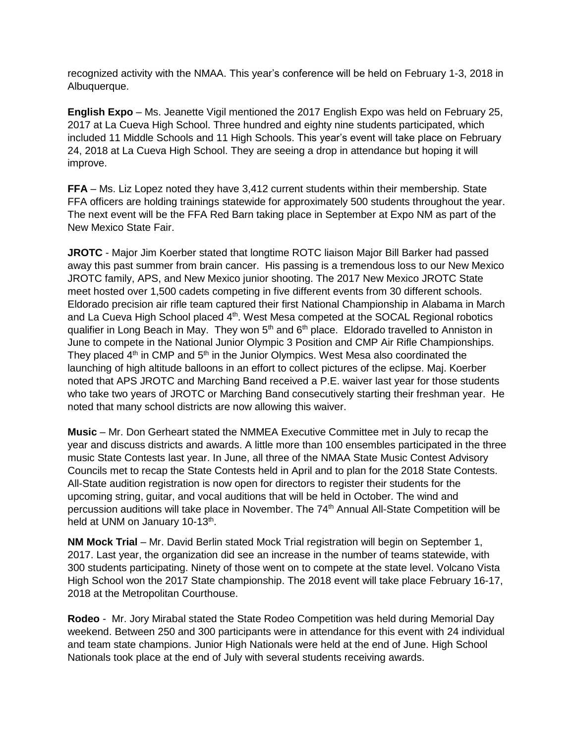recognized activity with the NMAA. This year's conference will be held on February 1-3, 2018 in Albuquerque.

**English Expo** – Ms. Jeanette Vigil mentioned the 2017 English Expo was held on February 25, 2017 at La Cueva High School. Three hundred and eighty nine students participated, which included 11 Middle Schools and 11 High Schools. This year's event will take place on February 24, 2018 at La Cueva High School. They are seeing a drop in attendance but hoping it will improve.

**FFA** – Ms. Liz Lopez noted they have 3,412 current students within their membership. State FFA officers are holding trainings statewide for approximately 500 students throughout the year. The next event will be the FFA Red Barn taking place in September at Expo NM as part of the New Mexico State Fair.

**JROTC** - Major Jim Koerber stated that longtime ROTC liaison Major Bill Barker had passed away this past summer from brain cancer. His passing is a tremendous loss to our New Mexico JROTC family, APS, and New Mexico junior shooting. The 2017 New Mexico JROTC State meet hosted over 1,500 cadets competing in five different events from 30 different schools. Eldorado precision air rifle team captured their first National Championship in Alabama in March and La Cueva High School placed 4th. West Mesa competed at the SOCAL Regional robotics qualifier in Long Beach in May. They won 5th and 6th place. Eldorado travelled to Anniston in June to compete in the National Junior Olympic 3 Position and CMP Air Rifle Championships. They placed 4th in CMP and 5th in the Junior Olympics. West Mesa also coordinated the launching of high altitude balloons in an effort to collect pictures of the eclipse. Maj. Koerber noted that APS JROTC and Marching Band received a P.E. waiver last year for those students who take two years of JROTC or Marching Band consecutively starting their freshman year. He noted that many school districts are now allowing this waiver.

**Music** – Mr. Don Gerheart stated the NMMEA Executive Committee met in July to recap the year and discuss districts and awards. A little more than 100 ensembles participated in the three music State Contests last year. In June, all three of the NMAA State Music Contest Advisory Councils met to recap the State Contests held in April and to plan for the 2018 State Contests. All-State audition registration is now open for directors to register their students for the upcoming string, guitar, and vocal auditions that will be held in October. The wind and percussion auditions will take place in November. The 74th Annual All-State Competition will be held at UNM on January 10-13th.

**NM Mock Trial** – Mr. David Berlin stated Mock Trial registration will begin on September 1, 2017. Last year, the organization did see an increase in the number of teams statewide, with 300 students participating. Ninety of those went on to compete at the state level. Volcano Vista High School won the 2017 State championship. The 2018 event will take place February 16-17, 2018 at the Metropolitan Courthouse.

**Rodeo** - Mr. Jory Mirabal stated the State Rodeo Competition was held during Memorial Day weekend. Between 250 and 300 participants were in attendance for this event with 24 individual and team state champions. Junior High Nationals were held at the end of June. High School Nationals took place at the end of July with several students receiving awards.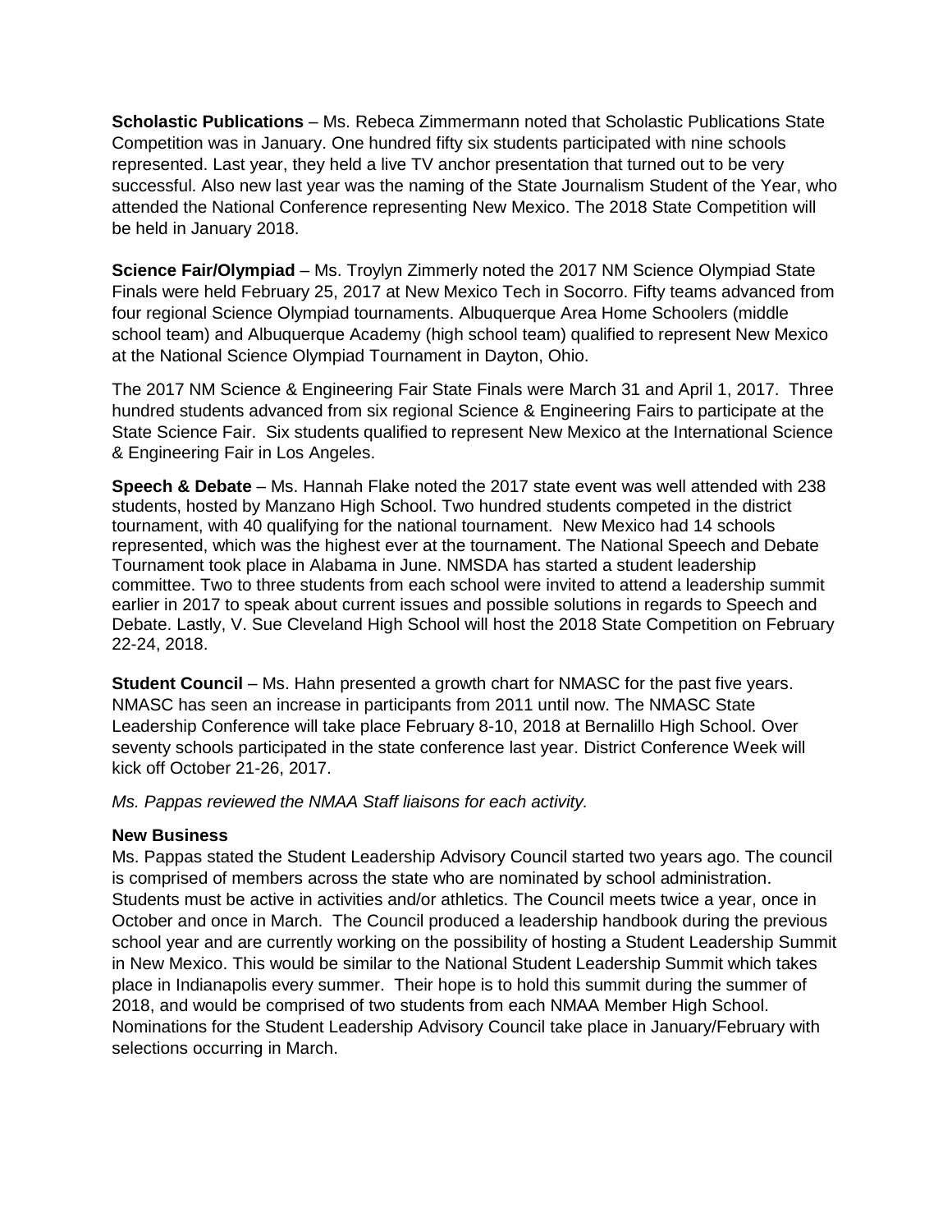**Scholastic Publications** – Ms. Rebeca Zimmermann noted that Scholastic Publications State Competition was in January. One hundred fifty six students participated with nine schools represented. Last year, they held a live TV anchor presentation that turned out to be very successful. Also new last year was the naming of the State Journalism Student of the Year, who attended the National Conference representing New Mexico. The 2018 State Competition will be held in January 2018.

**Science Fair/Olympiad** – Ms. Troylyn Zimmerly noted the 2017 NM Science Olympiad State Finals were held February 25, 2017 at New Mexico Tech in Socorro. Fifty teams advanced from four regional Science Olympiad tournaments. Albuquerque Area Home Schoolers (middle school team) and Albuquerque Academy (high school team) qualified to represent New Mexico at the National Science Olympiad Tournament in Dayton, Ohio.

The 2017 NM Science & Engineering Fair State Finals were March 31 and April 1, 2017. Three hundred students advanced from six regional Science & Engineering Fairs to participate at the State Science Fair. Six students qualified to represent New Mexico at the International Science & Engineering Fair in Los Angeles.

**Speech & Debate** – Ms. Hannah Flake noted the 2017 state event was well attended with 238 students, hosted by Manzano High School. Two hundred students competed in the district tournament, with 40 qualifying for the national tournament. New Mexico had 14 schools represented, which was the highest ever at the tournament. The National Speech and Debate Tournament took place in Alabama in June. NMSDA has started a student leadership committee. Two to three students from each school were invited to attend a leadership summit earlier in 2017 to speak about current issues and possible solutions in regards to Speech and Debate. Lastly, V. Sue Cleveland High School will host the 2018 State Competition on February 22-24, 2018.

**Student Council** – Ms. Hahn presented a growth chart for NMASC for the past five years. NMASC has seen an increase in participants from 2011 until now. The NMASC State Leadership Conference will take place February 8-10, 2018 at Bernalillo High School. Over seventy schools participated in the state conference last year. District Conference Week will kick off October 21-26, 2017.

*Ms. Pappas reviewed the NMAA Staff liaisons for each activity.*

**New Business**

Ms. Pappas stated the Student Leadership Advisory Council started two years ago. The council is comprised of members across the state who are nominated by school administration. Students must be active in activities and/or athletics. The Council meets twice a year, once in October and once in March. The Council produced a leadership handbook during the previous school year and are currently working on the possibility of hosting a Student Leadership Summit in New Mexico. This would be similar to the National Student Leadership Summit which takes place in Indianapolis every summer. Their hope is to hold this summit during the summer of 2018, and would be comprised of two students from each NMAA Member High School. Nominations for the Student Leadership Advisory Council take place in January/February with selections occurring in March.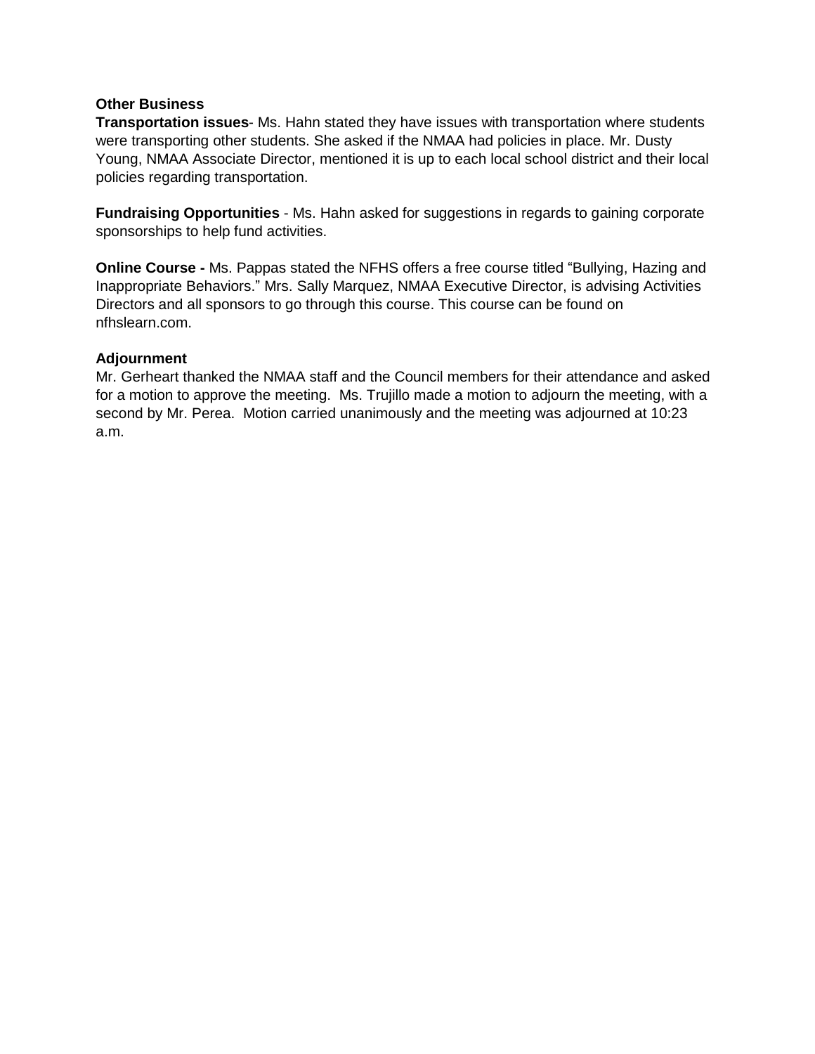**Other Business**

**Transportation issues**- Ms. Hahn stated they have issues with transportation where students were transporting other students. She asked if the NMAA had policies in place. Mr. Dusty Young, NMAA Associate Director, mentioned it is up to each local school district and their local policies regarding transportation.

**Fundraising Opportunities** - Ms. Hahn asked for suggestions in regards to gaining corporate sponsorships to help fund activities.

**Online Course -** Ms. Pappas stated the NFHS offers a free course titled "Bullying, Hazing and Inappropriate Behaviors." Mrs. Sally Marquez, NMAA Executive Director, is advising Activities Directors and all sponsors to go through this course. This course can be found on nfhslearn.com.

**Adjournment**

Mr. Gerheart thanked the NMAA staff and the Council members for their attendance and asked for a motion to approve the meeting. Ms. Trujillo made a motion to adjourn the meeting, with a second by Mr. Perea. Motion carried unanimously and the meeting was adjourned at 10:23 a.m.